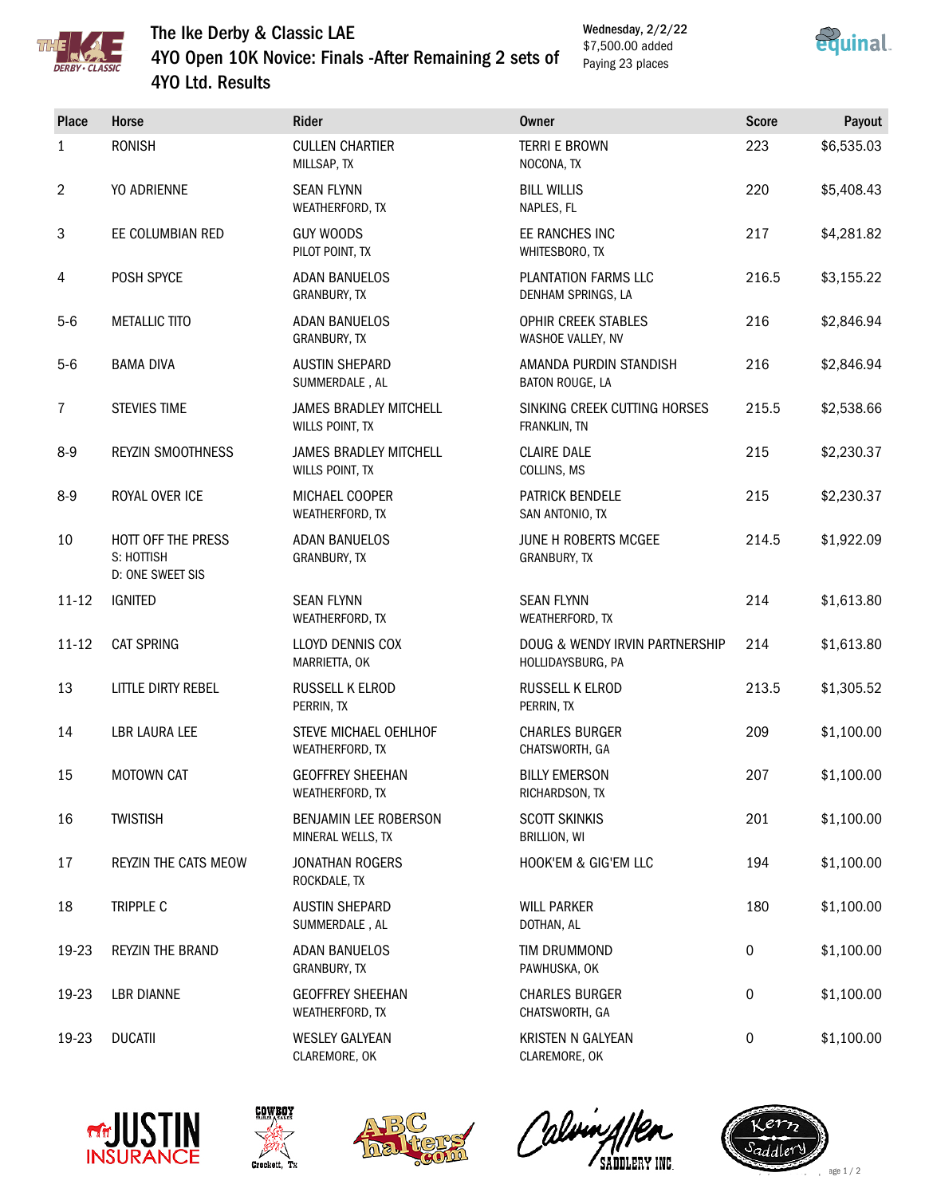# The Ike Derby & Classic LAE

## 4YO Open 10K Novice: Finals -After Remaining 2 sets of 4YO Ltd. Results

Wednesday, 2/2/22
$7,500.00 added
Paying 23 places

| Place | Horse | Rider | Owner | Score | Payout |
|---|---|---|---|---|---|
| 1 | RONISH | CULLEN CHARTIER<br>MILLSAP, TX | TERRI E BROWN<br>NOCONA, TX | 223 | $6,535.03 |
| 2 | YO ADRIENNE | SEAN FLYNN<br>WEATHERFORD, TX | BILL WILLIS<br>NAPLES, FL | 220 | $5,408.43 |
| 3 | EE COLUMBIAN RED | GUY WOODS<br>PILOT POINT, TX | EE RANCHES INC<br>WHITESBORO, TX | 217 | $4,281.82 |
| 4 | POSH SPYCE | ADAN BANUELOS<br>GRANBURY, TX | PLANTATION FARMS LLC<br>DENHAM SPRINGS, LA | 216.5 | $3,155.22 |
| 5-6 | METALLIC TITO | ADAN BANUELOS<br>GRANBURY, TX | OPHIR CREEK STABLES<br>WASHOE VALLEY, NV | 216 | $2,846.94 |
| 5-6 | BAMA DIVA | AUSTIN SHEPARD<br>SUMMERDALE , AL | AMANDA PURDIN STANDISH<br>BATON ROUGE, LA | 216 | $2,846.94 |
| 7 | STEVIES TIME | JAMES BRADLEY MITCHELL<br>WILLS POINT, TX | SINKING CREEK CUTTING HORSES<br>FRANKLIN, TN | 215.5 | $2,538.66 |
| 8-9 | REYZIN SMOOTHNESS | JAMES BRADLEY MITCHELL<br>WILLS POINT, TX | CLAIRE DALE<br>COLLINS, MS | 215 | $2,230.37 |
| 8-9 | ROYAL OVER ICE | MICHAEL COOPER<br>WEATHERFORD, TX | PATRICK BENDELE<br>SAN ANTONIO, TX | 215 | $2,230.37 |
| 10 | HOTT OFF THE PRESS<br>S: HOTTISH<br>D: ONE SWEET SIS | ADAN BANUELOS<br>GRANBURY, TX | JUNE H ROBERTS MCGEE<br>GRANBURY, TX | 214.5 | $1,922.09 |
| 11-12 | IGNITED | SEAN FLYNN<br>WEATHERFORD, TX | SEAN FLYNN<br>WEATHERFORD, TX | 214 | $1,613.80 |
| 11-12 | CAT SPRING | LLOYD DENNIS COX<br>MARRIETTA, OK | DOUG & WENDY IRVIN PARTNERSHIP<br>HOLLIDAYSBURG, PA | 214 | $1,613.80 |
| 13 | LITTLE DIRTY REBEL | RUSSELL K ELROD<br>PERRIN, TX | RUSSELL K ELROD<br>PERRIN, TX | 213.5 | $1,305.52 |
| 14 | LBR LAURA LEE | STEVE MICHAEL OEHLHOF<br>WEATHERFORD, TX | CHARLES BURGER<br>CHATSWORTH, GA | 209 | $1,100.00 |
| 15 | MOTOWN CAT | GEOFFREY SHEEHAN<br>WEATHERFORD, TX | BILLY EMERSON<br>RICHARDSON, TX | 207 | $1,100.00 |
| 16 | TWISTISH | BENJAMIN LEE ROBERSON<br>MINERAL WELLS, TX | SCOTT SKINKIS<br>BRILLION, WI | 201 | $1,100.00 |
| 17 | REYZIN THE CATS MEOW | JONATHAN ROGERS<br>ROCKDALE, TX | HOOK'EM & GIG'EM LLC | 194 | $1,100.00 |
| 18 | TRIPPLE C | AUSTIN SHEPARD<br>SUMMERDALE , AL | WILL PARKER<br>DOTHAN, AL | 180 | $1,100.00 |
| 19-23 | REYZIN THE BRAND | ADAN BANUELOS<br>GRANBURY, TX | TIM DRUMMOND<br>PAWHUSKA, OK | 0 | $1,100.00 |
| 19-23 | LBR DIANNE | GEOFFREY SHEEHAN<br>WEATHERFORD, TX | CHARLES BURGER<br>CHATSWORTH, GA | 0 | $1,100.00 |
| 19-23 | DUCATII | WESLEY GALYEAN<br>CLAREMORE, OK | KRISTEN N GALYEAN<br>CLAREMORE, OK | 0 | $1,100.00 |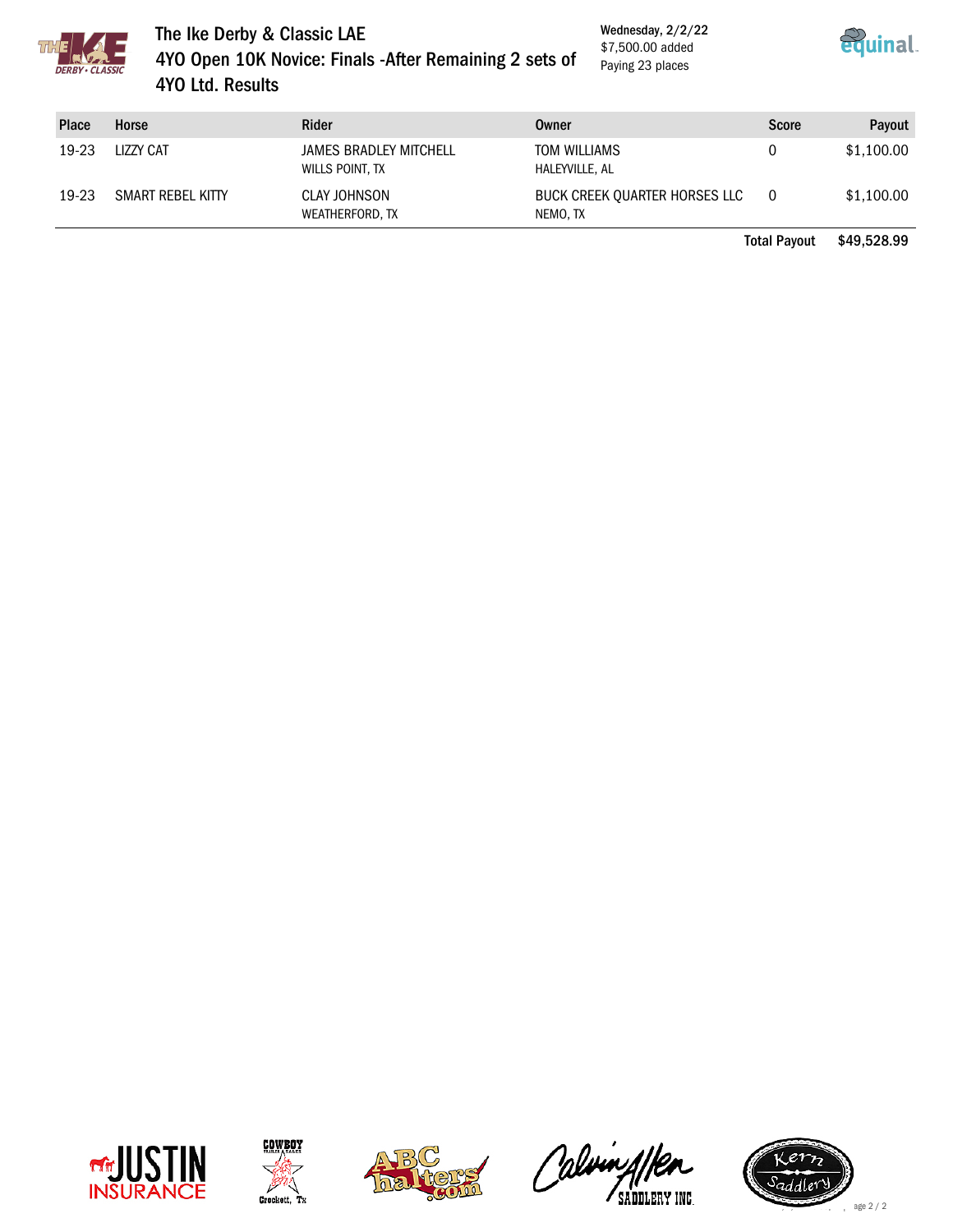The Ike Derby & Classic LAE
4YO Open 10K Novice: Finals -After Remaining 2 sets of 4YO Ltd. Results

Wednesday, 2/2/22
$7,500.00 added
Paying 23 places

| Place | Horse | Rider | Owner | Score | Payout |
|---|---|---|---|---|---|
| 19-23 | LIZZY CAT | JAMES BRADLEY MITCHELL<br>WILLS POINT, TX | TOM WILLIAMS<br>HALEYVILLE, AL | 0 | $1,100.00 |
| 19-23 | SMART REBEL KITTY | CLAY JOHNSON<br>WEATHERFORD, TX | BUCK CREEK QUARTER HORSES LLC<br>NEMO, TX | 0 | $1,100.00 |
| | | | | Total Payout | $49,528.99 |